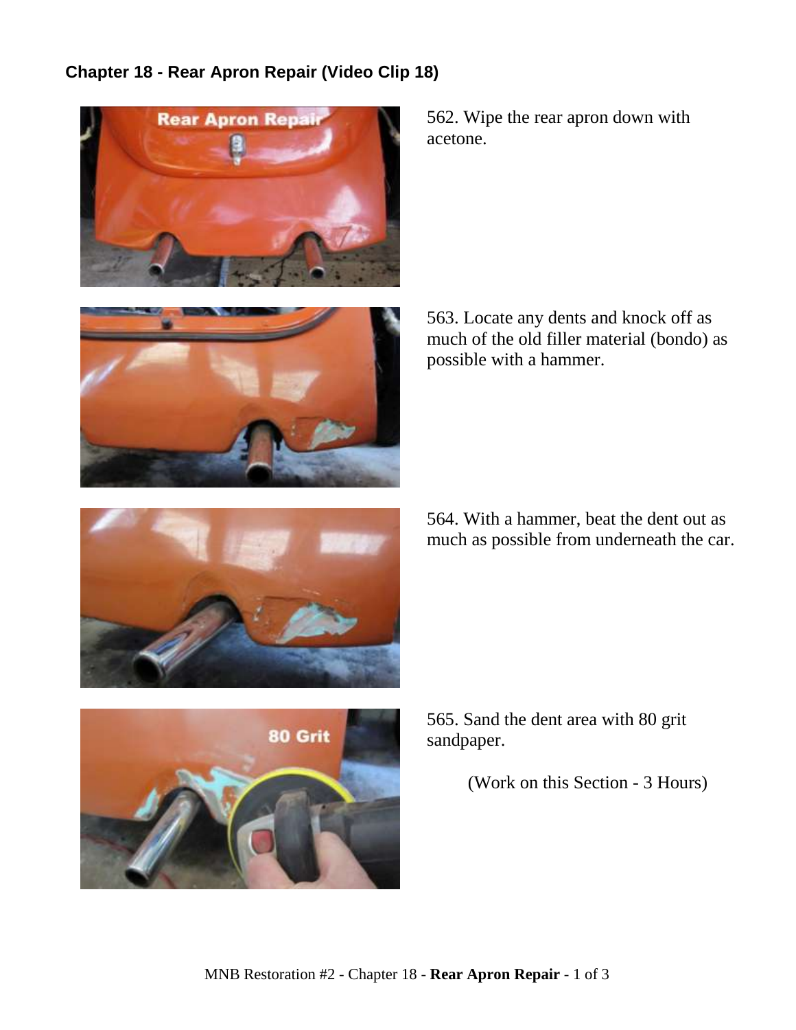## Chapter 18 - Rear Apron Repair (Video Clip 18)

562. Wipe the rear apron down with acetone.

563. Locate any dents and knock off as much of the old filler material (bondo) as possible with a hammer.

564. With a hammer, beat the dent out as much as possible from underneath the car.

565. Sand the dent area with 80 grit sandpaper.

(Work on this Section - 3 Hours)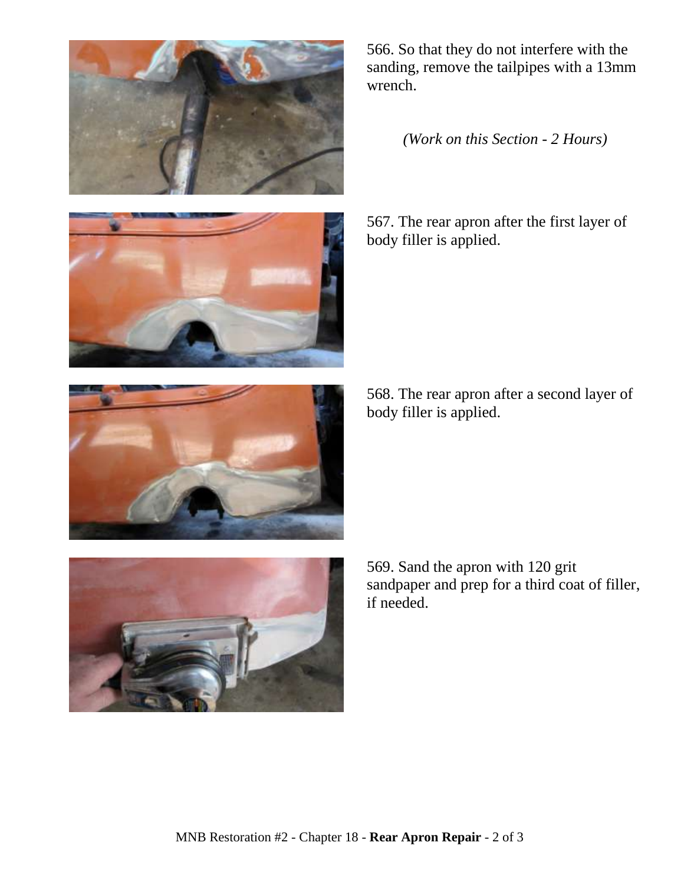566. So that they do not interfere with the sanding, remove the tailpipes with a 13mm wrench.

*(Work on this Section - 2 Hours)*

567. The rear apron after the first layer of body filler is applied.

568. The rear apron after a second layer of body filler is applied.

569. Sand the apron with 120 grit sandpaper and prep for a third coat of filler, if needed.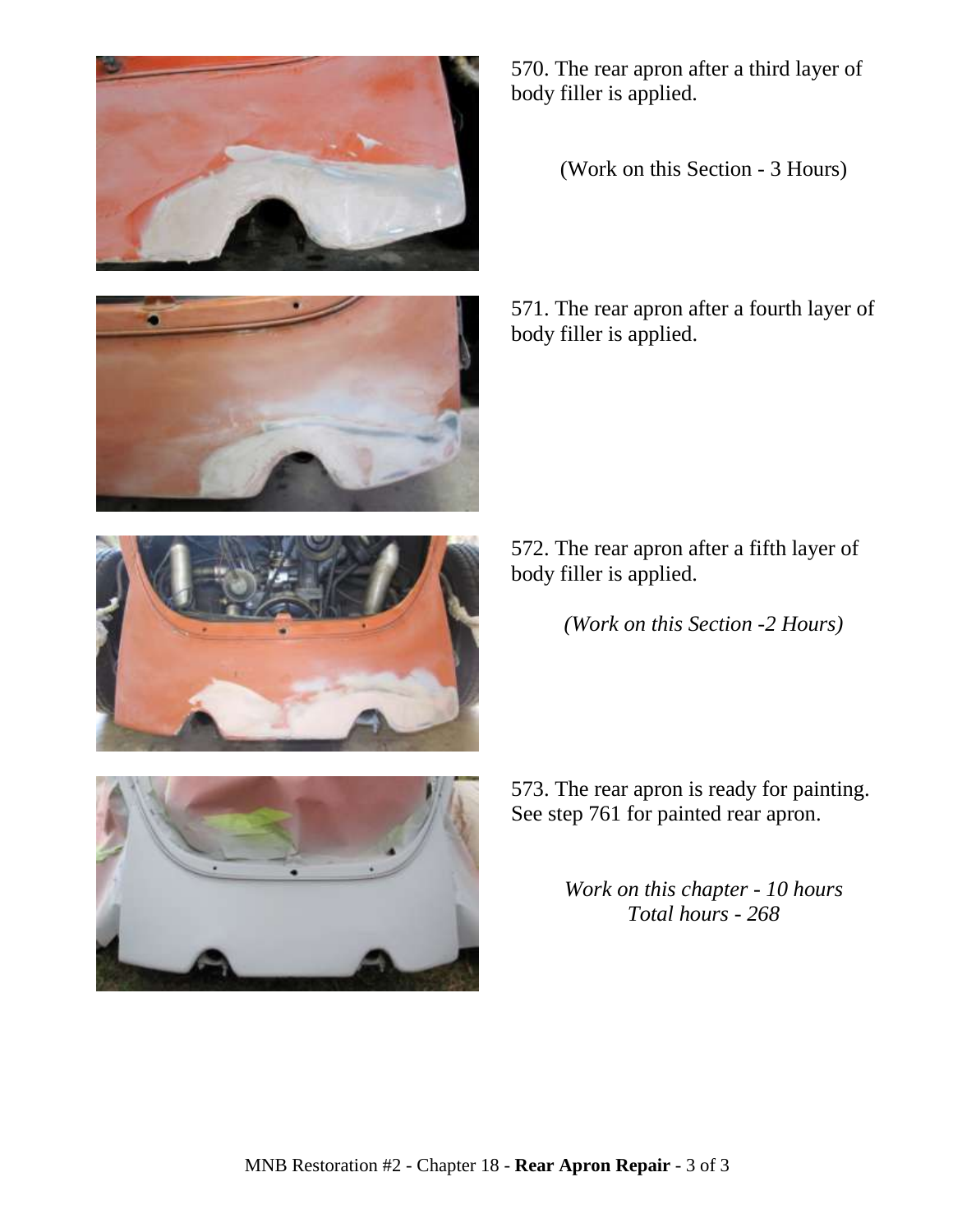570. The rear apron after a third layer of body filler is applied.

(Work on this Section - 3 Hours)

571. The rear apron after a fourth layer of body filler is applied.

572. The rear apron after a fifth layer of body filler is applied.

*(Work on this Section -2 Hours)*

573. The rear apron is ready for painting. See step 761 for painted rear apron.

*Work on this chapter - 10 hours*
*Total hours - 268*